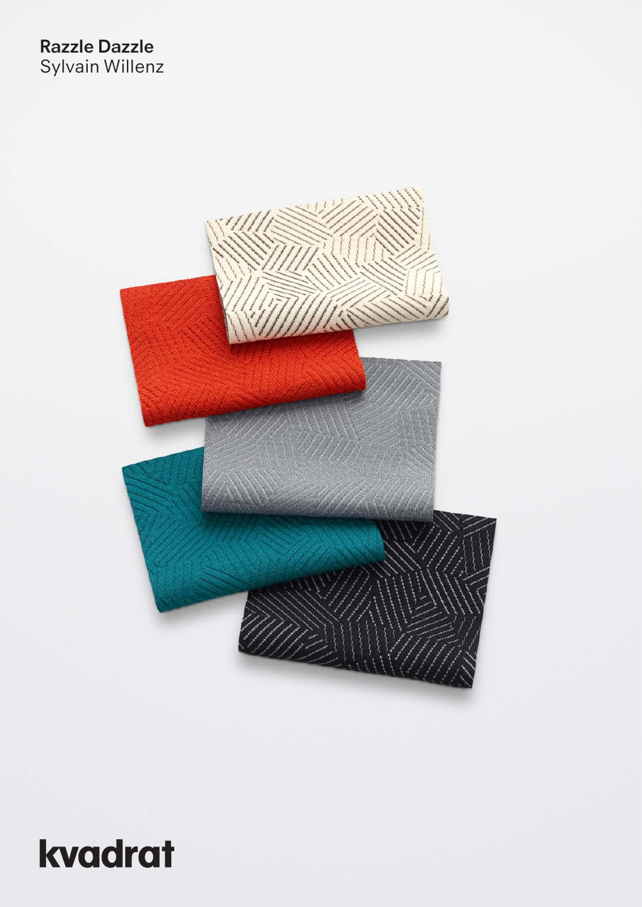**Razzle Dazzle**
Sylvain Willenz

kvadrat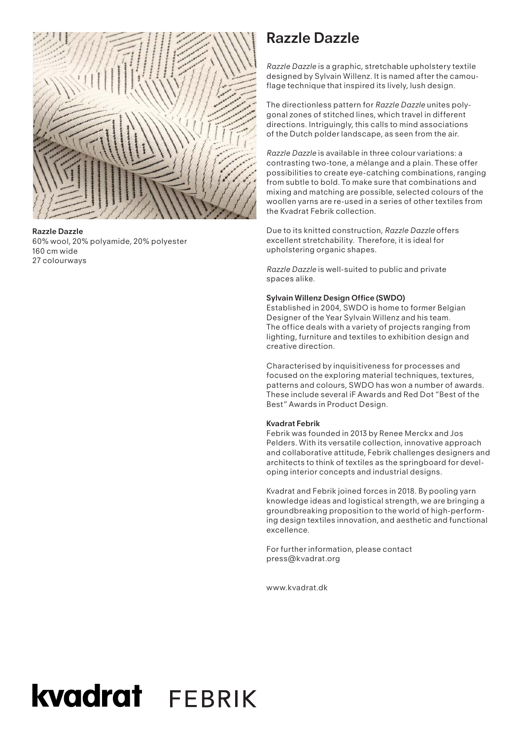**Razzle Dazzle**
60% wool, 20% polyamide, 20% polyester
160 cm wide
27 colourways

# Razzle Dazzle

*Razzle Dazzle* is a graphic, stretchable upholstery textile designed by Sylvain Willenz. It is named after the camouflage technique that inspired its lively, lush design.

The directionless pattern for *Razzle Dazzle* unites polygonal zones of stitched lines, which travel in different directions. Intriguingly, this calls to mind associations of the Dutch polder landscape, as seen from the air.

*Razzle Dazzle* is available in three colour variations: a contrasting two-tone, a mélange and a plain. These offer possibilities to create eye-catching combinations, ranging from subtle to bold. To make sure that combinations and mixing and matching are possible, selected colours of the woollen yarns are re-used in a series of other textiles from the Kvadrat Febrik collection.

Due to its knitted construction, *Razzle Dazzle* offers excellent stretchability. Therefore, it is ideal for upholstering organic shapes.

*Razzle Dazzle* is well-suited to public and private spaces alike.

**Sylvain Willenz Design Office (SWDO)**
Established in 2004, SWDO is home to former Belgian Designer of the Year Sylvain Willenz and his team. The office deals with a variety of projects ranging from lighting, furniture and textiles to exhibition design and creative direction.

Characterised by inquisitiveness for processes and focused on the exploring material techniques, textures, patterns and colours, SWDO has won a number of awards. These include several iF Awards and Red Dot "Best of the Best" Awards in Product Design.

**Kvadrat Febrik**
Febrik was founded in 2013 by Renee Merckx and Jos Pelders. With its versatile collection, innovative approach and collaborative attitude, Febrik challenges designers and architects to think of textiles as the springboard for developing interior concepts and industrial designs.

Kvadrat and Febrik joined forces in 2018. By pooling yarn knowledge ideas and logistical strength, we are bringing a groundbreaking proposition to the world of high-performing design textiles innovation, and aesthetic and functional excellence.

For further information, please contact
press@kvadrat.org

www.kvadrat.dk

kvadrat FEBRIK